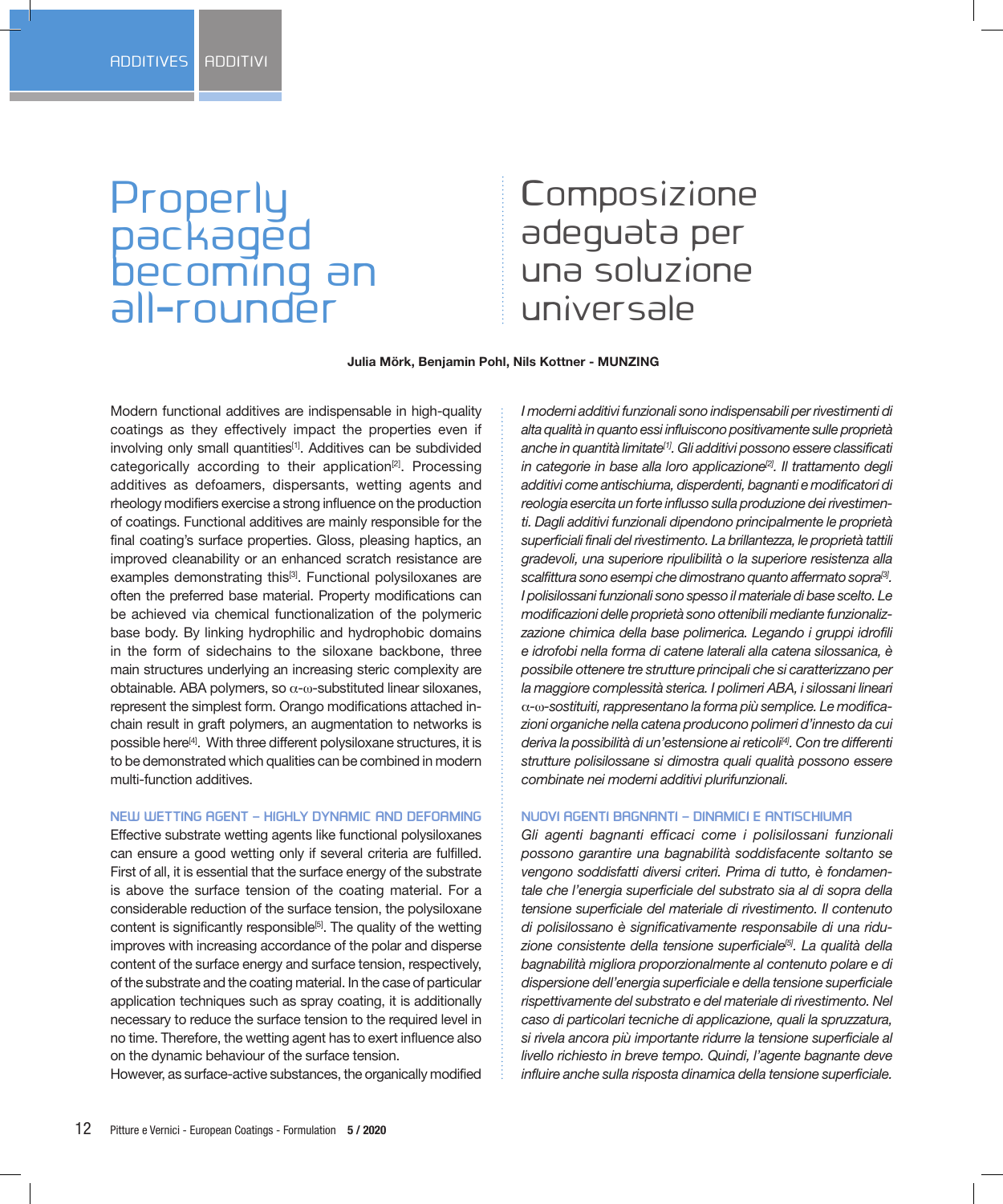# Properly packaged becoming an all-rounder

# Composizione adeguata per una soluzione universale

**Julia Mörk, Benjamin Pohl, Nils Kottner - MUNZING**

Modern functional additives are indispensable in high-quality coatings as they effectively impact the properties even if involving only small quantities[1]. Additives can be subdivided categorically according to their application[2]. Processing additives as defoamers, dispersants, wetting agents and rheology modifiers exercise a strong influence on the production of coatings. Functional additives are mainly responsible for the final coating's surface properties. Gloss, pleasing haptics, an improved cleanability or an enhanced scratch resistance are examples demonstrating this[3]. Functional polysiloxanes are often the preferred base material. Property modifications can be achieved via chemical functionalization of the polymeric base body. By linking hydrophilic and hydrophobic domains in the form of sidechains to the siloxane backbone, three main structures underlying an increasing steric complexity are obtainable. ABA polymers, so $\alpha$-$\omega$-substituted linear siloxanes, represent the simplest form. Orango modifications attached in-chain result in graft polymers, an augmentation to networks is possible here[4]. With three different polysiloxane structures, it is to be demonstrated which qualities can be combined in modern multi-function additives.

## NEW WETTING AGENT – HIGHLY DYNAMIC AND DEFOAMING

Effective substrate wetting agents like functional polysiloxanes can ensure a good wetting only if several criteria are fulfilled. First of all, it is essential that the surface energy of the substrate is above the surface tension of the coating material. For a considerable reduction of the surface tension, the polysiloxane content is significantly responsible[5]. The quality of the wetting improves with increasing accordance of the polar and disperse content of the surface energy and surface tension, respectively, of the substrate and the coating material. In the case of particular application techniques such as spray coating, it is additionally necessary to reduce the surface tension to the required level in no time. Therefore, the wetting agent has to exert influence also on the dynamic behaviour of the surface tension.

However, as surface-active substances, the organically modified

*I moderni additivi funzionali sono indispensabili per rivestimenti di alta qualità in quanto essi influiscono positivamente sulle proprietà anche in quantità limitate[1]. Gli additivi possono essere classificati in categorie in base alla loro applicazione[2]. Il trattamento degli additivi come antischiuma, disperdenti, bagnanti e modificatori di reologia esercita un forte influsso sulla produzione dei rivestimenti. Dagli additivi funzionali dipendono principalmente le proprietà superficiali finali del rivestimento. La brillantezza, le proprietà tattili gradevoli, una superiore ripulibilità o la superiore resistenza alla scalfittura sono esempi che dimostrano quanto affermato sopra[3]. I polisilossani funzionali sono spesso il materiale di base scelto. Le modificazioni delle proprietà sono ottenibili mediante funzionalizzazione chimica della base polimerica. Legando i gruppi idrofili e idrofobi nella forma di catene laterali alla catena silossanica, è possibile ottenere tre strutture principali che si caratterizzano per la maggiore complessità sterica. I polimeri ABA, i silossani lineari $\alpha$-$\omega$-sostituiti, rappresentano la forma più semplice. Le modificazioni organiche nella catena producono polimeri d'innesto da cui deriva la possibilità di un'estensione ai reticoli[4]. Con tre differenti strutture polisilossane si dimostra quali qualità possono essere combinate nei moderni additivi plurifunzionali.*

## NUOVI AGENTI BAGNANTI – DINAMICI E ANTISCHIUMA

*Gli agenti bagnanti efficaci come i polisilossani funzionali possono garantire una bagnabilità soddisfacente soltanto se vengono soddisfatti diversi criteri. Prima di tutto, è fondamentale che l'energia superficiale del substrato sia al di sopra della tensione superficiale del materiale di rivestimento. Il contenuto di polisilossano è significativamente responsabile di una riduzione consistente della tensione superficiale[5]. La qualità della bagnabilità migliora proporzionalmente al contenuto polare e di dispersione dell'energia superficiale e della tensione superficiale rispettivamente del substrato e del materiale di rivestimento. Nel caso di particolari tecniche di applicazione, quali la spruzzatura, si rivela ancora più importante ridurre la tensione superficiale al livello richiesto in breve tempo. Quindi, l'agente bagnante deve influire anche sulla risposta dinamica della tensione superficiale.*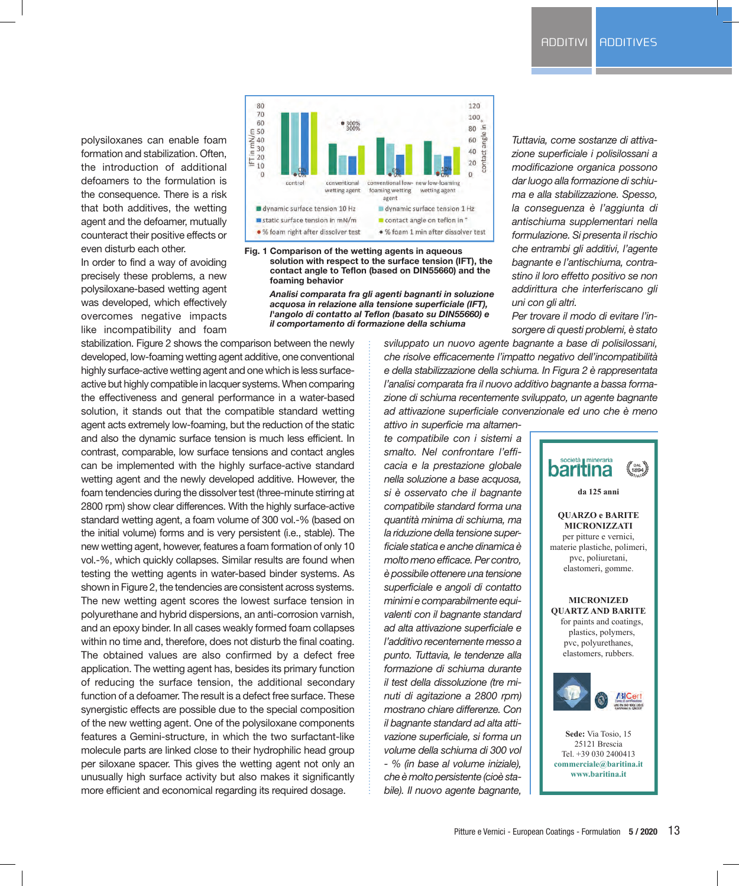polysiloxanes can enable foam formation and stabilization. Often, the introduction of additional defoamers to the formulation is the consequence. There is a risk that both additives, the wetting agent and the defoamer, mutually counteract their positive effects or even disturb each other.

In order to find a way of avoiding precisely these problems, a new polysiloxane-based wetting agent was developed, which effectively overcomes negative impacts like incompatibility and foam stabilization. Figure 2 shows the comparison between the newly developed, low-foaming wetting agent additive, one conventional highly surface-active wetting agent and one which is less surface-active but highly compatible in lacquer systems. When comparing the effectiveness and general performance in a water-based solution, it stands out that the compatible standard wetting agent acts extremely low-foaming, but the reduction of the static and also the dynamic surface tension is much less efficient. In contrast, comparable, low surface tensions and contact angles can be implemented with the highly surface-active standard wetting agent and the newly developed additive. However, the foam tendencies during the dissolver test (three-minute stirring at 2800 rpm) show clear differences. With the highly surface-active standard wetting agent, a foam volume of 300 vol.-% (based on the initial volume) forms and is very persistent (i.e., stable). The new wetting agent, however, features a foam formation of only 10 vol.-%, which quickly collapses. Similar results are found when testing the wetting agents in water-based binder systems. As shown in Figure 2, the tendencies are consistent across systems. The new wetting agent scores the lowest surface tension in polyurethane and hybrid dispersions, an anti-corrosion varnish, and an epoxy binder. In all cases weakly formed foam collapses within no time and, therefore, does not disturb the final coating. The obtained values are also confirmed by a defect free application. The wetting agent has, besides its primary function of reducing the surface tension, the additional secondary function of a defoamer. The result is a defect free surface. These synergistic effects are possible due to the special composition of the new wetting agent. One of the polysiloxane components features a Gemini-structure, in which the two surfactant-like molecule parts are linked close to their hydrophilic head group per siloxane spacer. This gives the wetting agent not only an unusually high surface activity but also makes it significantly more efficient and economical regarding its required dosage.

**Fig. 1 Comparison of the wetting agents in aqueous solution with respect to the surface tension (IFT), the contact angle to Teflon (based on DIN55660) and the foaming behavior**

***Analisi comparata fra gli agenti bagnanti in soluzione acquosa in relazione alla tensione superficiale (IFT), l'angolo di contatto al Teflon (basato su DIN55660) e il comportamento di formazione della schiuma***

*Tuttavia, come sostanze di attivazione superficiale i polisilossani a modificazione organica possono dar luogo alla formazione di schiuma e alla stabilizzazione. Spesso, la conseguenza è l'aggiunta di antischiuma supplementari nella formulazione. Si presenta il rischio che entrambi gli additivi, l'agente bagnante e l'antischiuma, contrastino il loro effetto positivo se non addirittura che interferiscano gli uni con gli altri.*

*Per trovare il modo di evitare l'insorgere di questi problemi, è stato sviluppato un nuovo agente bagnante a base di polisilossani, che risolve efficacemente l'impatto negativo dell'incompatibilità e della stabilizzazione della schiuma. In Figura 2 è rappresentata l'analisi comparata fra il nuovo additivo bagnante a bassa formazione di schiuma recentemente sviluppato, un agente bagnante ad attivazione superficiale convenzionale ed uno che è meno attivo in superficie ma altamente compatibile con i sistemi a smalto. Nel confrontare l'efficacia e la prestazione globale nella soluzione a base acquosa, si è osservato che il bagnante compatibile standard forma una quantità minima di schiuma, ma la riduzione della tensione superficiale statica e anche dinamica è molto meno efficace. Per contro, è possibile ottenere una tensione superficiale e angoli di contatto minimi e comparabilmente equivalenti con il bagnante standard ad alta attivazione superficiale e l'additivo recentemente messo a punto. Tuttavia, le tendenze alla formazione di schiuma durante il test della dissoluzione (tre minuti di agitazione a 2800 rpm) mostrano chiare differenze. Con il bagnante standard ad alta attivazione superficiale, si forma un volume della schiuma di 300 vol - % (in base al volume iniziale), che è molto persistente (cioè stabile). Il nuovo agente bagnante,*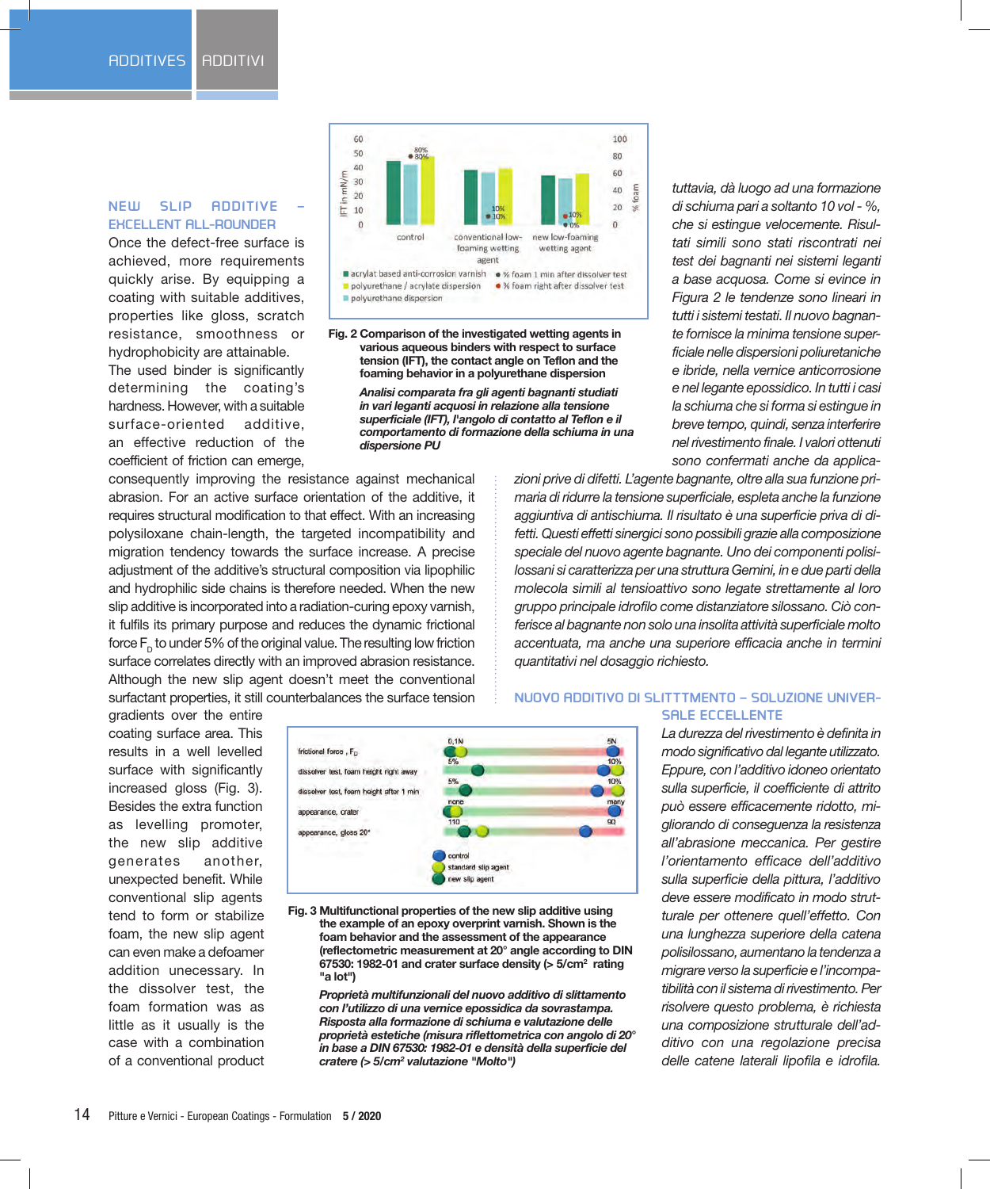## NEW SLIP ADDITIVE – EXCELLENT ALL-ROUNDER

Once the defect-free surface is achieved, more requirements quickly arise. By equipping a coating with suitable additives, properties like gloss, scratch resistance, smoothness or hydrophobicity are attainable.

The used binder is significantly determining the coating's hardness. However, with a suitable surface-oriented additive, an effective reduction of the coefficient of friction can emerge, consequently improving the resistance against mechanical abrasion. For an active surface orientation of the additive, it requires structural modification to that effect. With an increasing polysiloxane chain-length, the targeted incompatibility and migration tendency towards the surface increase. A precise adjustment of the additive's structural composition via lipophilic and hydrophilic side chains is therefore needed. When the new slip additive is incorporated into a radiation-curing epoxy varnish, it fulfils its primary purpose and reduces the dynamic frictional force $F_D$ to under 5% of the original value. The resulting low friction surface correlates directly with an improved abrasion resistance. Although the new slip agent doesn't meet the conventional surfactant properties, it still counterbalances the surface tension gradients over the entire coating surface area. This results in a well levelled surface with significantly increased gloss (Fig. 3). Besides the extra function as levelling promoter, the new slip additive generates another, unexpected benefit. While conventional slip agents tend to form or stabilize foam, the new slip agent can even make a defoamer addition unecessary. In the dissolver test, the foam formation was as little as it usually is the case with a combination of a conventional product

**Fig. 2 Comparison of the investigated wetting agents in various aqueous binders with respect to surface tension (IFT), the contact angle on Teflon and the foaming behavior in a polyurethane dispersion**

***Analisi comparata fra gli agenti bagnanti studiati in vari leganti acquosi in relazione alla tensione superficiale (IFT), l'angolo di contatto al Teflon e il comportamento di formazione della schiuma in una dispersione PU***

**Fig. 3 Multifunctional properties of the new slip additive using the example of an epoxy overprint varnish. Shown is the foam behavior and the assessment of the appearance (reflectometric measurement at 20° angle according to DIN 67530: 1982-01 and crater surface density (> 5/cm² rating "a lot")**

***Proprietà multifunzionali del nuovo additivo di slittamento con l'utilizzo di una vernice epossidica da sovrastampa. Risposta alla formazione di schiuma e valutazione delle proprietà estetiche (misura riflettometrica con angolo di 20° in base a DIN 67530: 1982-01 e densità della superficie del cratere (> 5/cm² valutazione "Molto")***

*tuttavia, dà luogo ad una formazione di schiuma pari a soltanto 10 vol - %, che si estingue velocemente. Risultati simili sono stati riscontrati nei test dei bagnanti nei sistemi leganti a base acquosa. Come si evince in Figura 2 le tendenze sono lineari in tutti i sistemi testati. Il nuovo bagnante fornisce la minima tensione superficiale nelle dispersioni poliuretaniche e ibride, nella vernice anticorrosione e nel legante epossidico. In tutti i casi la schiuma che si forma si estingue in breve tempo, quindi, senza interferire nel rivestimento finale. I valori ottenuti sono confermati anche da applicazioni prive di difetti. L'agente bagnante, oltre alla sua funzione primaria di ridurre la tensione superficiale, espleta anche la funzione aggiuntiva di antischiuma. Il risultato è una superficie priva di difetti. Questi effetti sinergici sono possibili grazie alla composizione speciale del nuovo agente bagnante. Uno dei componenti polisilossani si caratterizza per una struttura Gemini, in e due parti della molecola simili al tensioattivo sono legate strettamente al loro gruppo principale idrofilo come distanziatore silossano. Ciò conferisce al bagnante non solo una insolita attività superficiale molto accentuata, ma anche una superiore efficacia anche in termini quantitativi nel dosaggio richiesto.*

## NUOVO ADDITIVO DI SLITTTMENTO – SOLUZIONE UNIVERSALE ECCELLENTE

*La durezza del rivestimento è definita in modo significativo dal legante utilizzato. Eppure, con l'additivo idoneo orientato sulla superficie, il coefficiente di attrito può essere efficacemente ridotto, migliorando di conseguenza la resistenza all'abrasione meccanica. Per gestire l'orientamento efficace dell'additivo sulla superficie della pittura, l'additivo deve essere modificato in modo strutturale per ottenere quell'effetto. Con una lunghezza superiore della catena polisilossano, aumentano la tendenza a migrare verso la superficie e l'incompatibilità con il sistema di rivestimento. Per risolvere questo problema, è richiesta una composizione strutturale dell'additivo con una regolazione precisa delle catene laterali lipofila e idrofila.*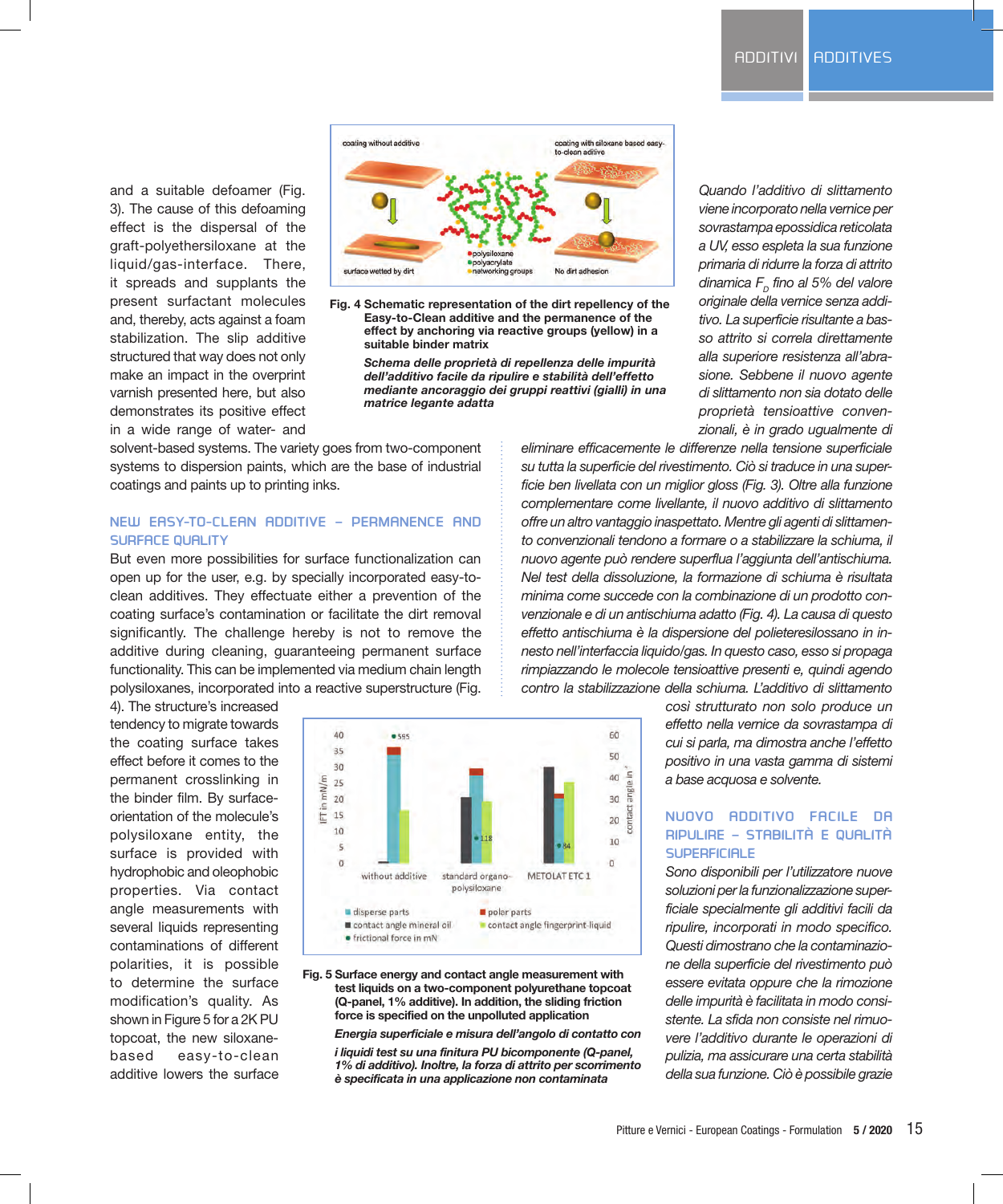and a suitable defoamer (Fig. 3). The cause of this defoaming effect is the dispersal of the graft-polyethersiloxane at the liquid/gas-interface. There, it spreads and supplants the present surfactant molecules and, thereby, acts against a foam stabilization. The slip additive structured that way does not only make an impact in the overprint varnish presented here, but also demonstrates its positive effect in a wide range of water- and solvent-based systems. The variety goes from two-component systems to dispersion paints, which are the base of industrial coatings and paints up to printing inks.

## NEW EASY-TO-CLEAN ADDITIVE – PERMANENCE AND SURFACE QUALITY

But even more possibilities for surface functionalization can open up for the user, e.g. by specially incorporated easy-to-clean additives. They effectuate either a prevention of the coating surface's contamination or facilitate the dirt removal significantly. The challenge hereby is not to remove the additive during cleaning, guaranteeing permanent surface functionality. This can be implemented via medium chain length polysiloxanes, incorporated into a reactive superstructure (Fig. 4). The structure's increased tendency to migrate towards the coating surface takes effect before it comes to the permanent crosslinking in the binder film. By surface-orientation of the molecule's polysiloxane entity, the surface is provided with hydrophobic and oleophobic properties. Via contact angle measurements with several liquids representing contaminations of different polarities, it is possible to determine the surface modification's quality. As shown in Figure 5 for a 2K PU topcoat, the new siloxane-based easy-to-clean additive lowers the surface

**Fig. 4 Schematic representation of the dirt repellency of the Easy-to-Clean additive and the permanence of the effect by anchoring via reactive groups (yellow) in a suitable binder matrix**

***Schema delle proprietà di repellenza delle impurità dell'additivo facile da ripulire e stabilità dell'effetto mediante ancoraggio dei gruppi reattivi (gialli) in una matrice legante adatta***

**Fig. 5 Surface energy and contact angle measurement with test liquids on a two-component polyurethane topcoat (Q-panel, 1% additive). In addition, the sliding friction force is specified on the unpolluted application**

***Energia superficiale e misura dell'angolo di contatto con i liquidi test su una finitura PU bicomponente (Q-panel, 1% di additivo). Inoltre, la forza di attrito per scorrimento è specificata in una applicazione non contaminata***

*Quando l'additivo di slittamento viene incorporato nella vernice per sovrastampa epossidica reticolata a UV, esso espleta la sua funzione primaria di ridurre la forza di attrito dinamica $F_D$ fino al 5% del valore originale della vernice senza additivo. La superficie risultante a basso attrito si correla direttamente alla superiore resistenza all'abrasione. Sebbene il nuovo agente di slittamento non sia dotato delle proprietà tensioattive convenzionali, è in grado ugualmente di eliminare efficacemente le differenze nella tensione superficiale su tutta la superficie del rivestimento. Ciò si traduce in una superficie ben livellata con un miglior gloss (Fig. 3). Oltre alla funzione complementare come livellante, il nuovo additivo di slittamento offre un altro vantaggio inaspettato. Mentre gli agenti di slittamento convenzionali tendono a formare o a stabilizzare la schiuma, il nuovo agente può rendere superflua l'aggiunta dell'antischiuma. Nel test della dissoluzione, la formazione di schiuma è risultata minima come succede con la combinazione di un prodotto convenzionale e di un antischiuma adatto (Fig. 4). La causa di questo effetto antischiuma è la dispersione del polieteresilossano in innesto nell'interfaccia liquido/gas. In questo caso, esso si propaga rimpiazzando le molecole tensioattive presenti e, quindi agendo contro la stabilizzazione della schiuma. L'additivo di slittamento così strutturato non solo produce un effetto nella vernice da sovrastampa di cui si parla, ma dimostra anche l'effetto positivo in una vasta gamma di sistemi a base acquosa e solvente.*

## NUOVO ADDITIVO FACILE DA RIPULIRE – STABILITÀ E QUALITÀ SUPERFICIALE

*Sono disponibili per l'utilizzatore nuove soluzioni per la funzionalizzazione superficiale specialmente gli additivi facili da ripulire, incorporati in modo specifico. Questi dimostrano che la contaminazione della superficie del rivestimento può essere evitata oppure che la rimozione delle impurità è facilitata in modo consistente. La sfida non consiste nel rimuovere l'additivo durante le operazioni di pulizia, ma assicurare una certa stabilità della sua funzione. Ciò è possibile grazie*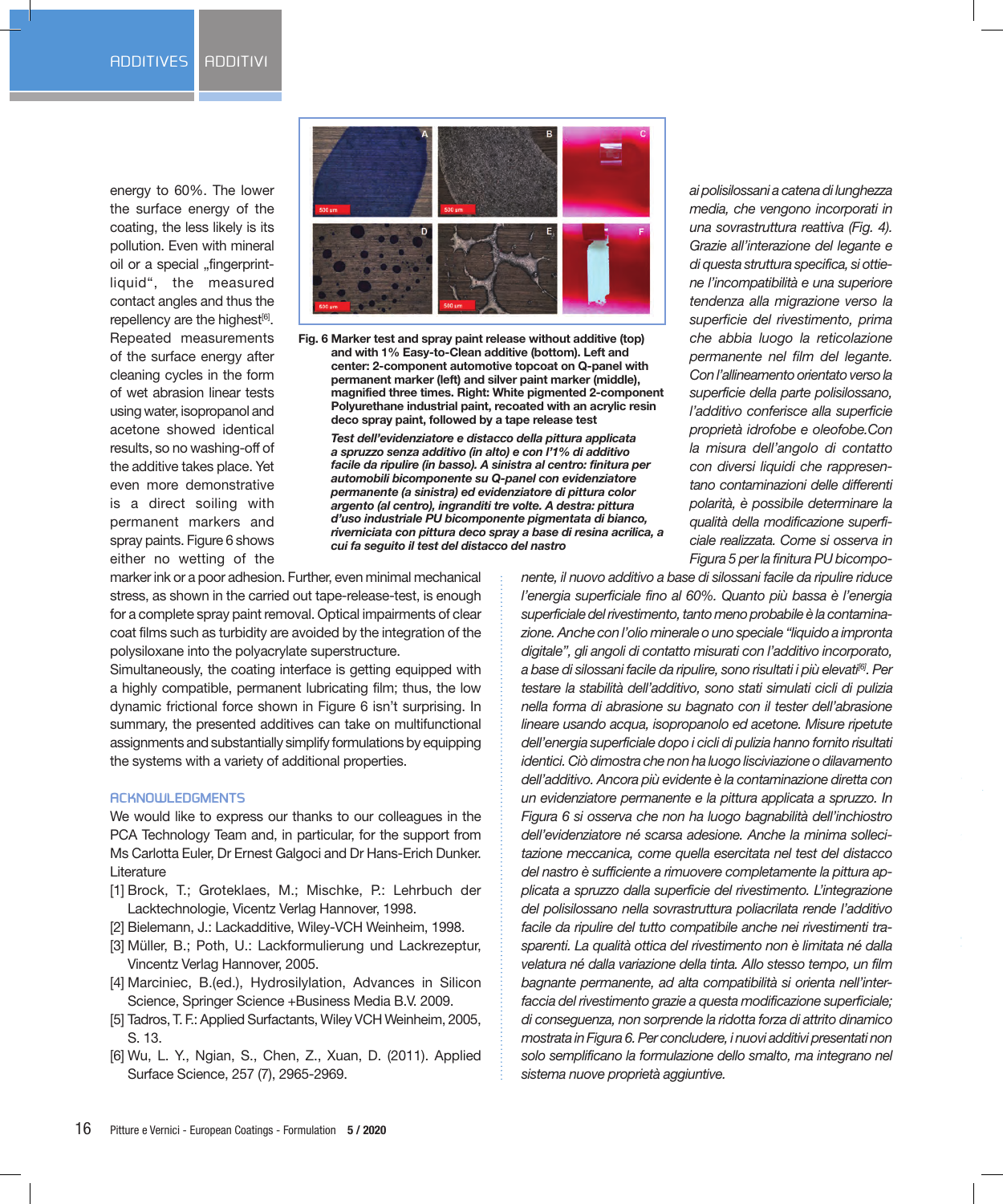energy to 60%. The lower the surface energy of the coating, the less likely is its pollution. Even with mineral oil or a special „fingerprint-liquid", the measured contact angles and thus the repellency are the highest[6]. Repeated measurements of the surface energy after cleaning cycles in the form of wet abrasion linear tests using water, isopropanol and acetone showed identical results, so no washing-off of the additive takes place. Yet even more demonstrative is a direct soiling with permanent markers and spray paints. Figure 6 shows either no wetting of the marker ink or a poor adhesion. Further, even minimal mechanical stress, as shown in the carried out tape-release-test, is enough for a complete spray paint removal. Optical impairments of clear coat films such as turbidity are avoided by the integration of the polysiloxane into the polyacrylate superstructure.

Simultaneously, the coating interface is getting equipped with a highly compatible, permanent lubricating film; thus, the low dynamic frictional force shown in Figure 6 isn't surprising. In summary, the presented additives can take on multifunctional assignments and substantially simplify formulations by equipping the systems with a variety of additional properties.

**Fig. 6 Marker test and spray paint release without additive (top) and with 1% Easy-to-Clean additive (bottom). Left and center: 2-component automotive topcoat on Q-panel with permanent marker (left) and silver paint marker (middle), magnified three times. Right: White pigmented 2-component Polyurethane industrial paint, recoated with an acrylic resin deco spray paint, followed by a tape release test**

***Test dell'evidenziatore e distacco della pittura applicata a spruzzo senza additivo (in alto) e con l'1% di additivo facile da ripulire (in basso). A sinistra al centro: finitura per automobili bicomponente su Q-panel con evidenziatore permanente (a sinistra) ed evidenziatore di pittura color argento (al centro), ingranditi tre volte. A destra: pittura d'uso industriale PU bicomponente pigmentata di bianco, riverniciata con pittura deco spray a base di resina acrilica, a cui fa seguito il test del distacco del nastro***

## ACKNOWLEDGMENTS

We would like to express our thanks to our colleagues in the PCA Technology Team and, in particular, for the support from Ms Carlotta Euler, Dr Ernest Galgoci and Dr Hans-Erich Dunker.

Literature

[1] Brock, T.; Groteklaes, M.; Mischke, P.: Lehrbuch der Lacktechnologie, Vicentz Verlag Hannover, 1998.

[2] Bielemann, J.: Lackadditive, Wiley-VCH Weinheim, 1998.

[3] Müller, B.; Poth, U.: Lackformulierung und Lackrezeptur, Vincentz Verlag Hannover, 2005.

[4] Marciniec, B.(ed.), Hydrosilylation, Advances in Silicon Science, Springer Science +Business Media B.V. 2009.

[5] Tadros, T. F.: Applied Surfactants, Wiley VCH Weinheim, 2005, S. 13.

[6] Wu, L. Y., Ngian, S., Chen, Z., Xuan, D. (2011). Applied Surface Science, 257 (7), 2965-2969.

*ai polisilossani a catena di lunghezza media, che vengono incorporati in una sovrastruttura reattiva (Fig. 4). Grazie all'interazione del legante e di questa struttura specifica, si ottiene l'incompatibilità e una superiore tendenza alla migrazione verso la superficie del rivestimento, prima che abbia luogo la reticolazione permanente nel film del legante. Con l'allineamento orientato verso la superficie della parte polisilossano, l'additivo conferisce alla superficie proprietà idrofobe e oleofobe.Con la misura dell'angolo di contatto con diversi liquidi che rappresentano contaminazioni delle differenti polarità, è possibile determinare la qualità della modificazione superficiale realizzata. Come si osserva in Figura 5 per la finitura PU bicomponente, il nuovo additivo a base di silossani facile da ripulire riduce l'energia superficiale fino al 60%. Quanto più bassa è l'energia superficiale del rivestimento, tanto meno probabile è la contaminazione. Anche con l'olio minerale o uno speciale "liquido a impronta digitale", gli angoli di contatto misurati con l'additivo incorporato, a base di silossani facile da ripulire, sono risultati i più elevati[6]. Per testare la stabilità dell'additivo, sono stati simulati cicli di pulizia nella forma di abrasione su bagnato con il tester dell'abrasione lineare usando acqua, isopropanolo ed acetone. Misure ripetute dell'energia superficiale dopo i cicli di pulizia hanno fornito risultati identici. Ciò dimostra che non ha luogo lisciviazione o dilavamento dell'additivo. Ancora più evidente è la contaminazione diretta con un evidenziatore permanente e la pittura applicata a spruzzo. In Figura 6 si osserva che non ha luogo bagnabilità dell'inchiostro dell'evidenziatore né scarsa adesione. Anche la minima sollecitazione meccanica, come quella esercitata nel test del distacco del nastro è sufficiente a rimuovere completamente la pittura applicata a spruzzo dalla superficie del rivestimento. L'integrazione del polisilossano nella sovrastruttura poliacrilata rende l'additivo facile da ripulire del tutto compatibile anche nei rivestimenti trasparenti. La qualità ottica del rivestimento non è limitata né dalla velatura né dalla variazione della tinta. Allo stesso tempo, un film bagnante permanente, ad alta compatibilità si orienta nell'interfaccia del rivestimento grazie a questa modificazione superficiale; di conseguenza, non sorprende la ridotta forza di attrito dinamico mostrata in Figura 6. Per concludere, i nuovi additivi presentati non solo semplificano la formulazione dello smalto, ma integrano nel sistema nuove proprietà aggiuntive.*